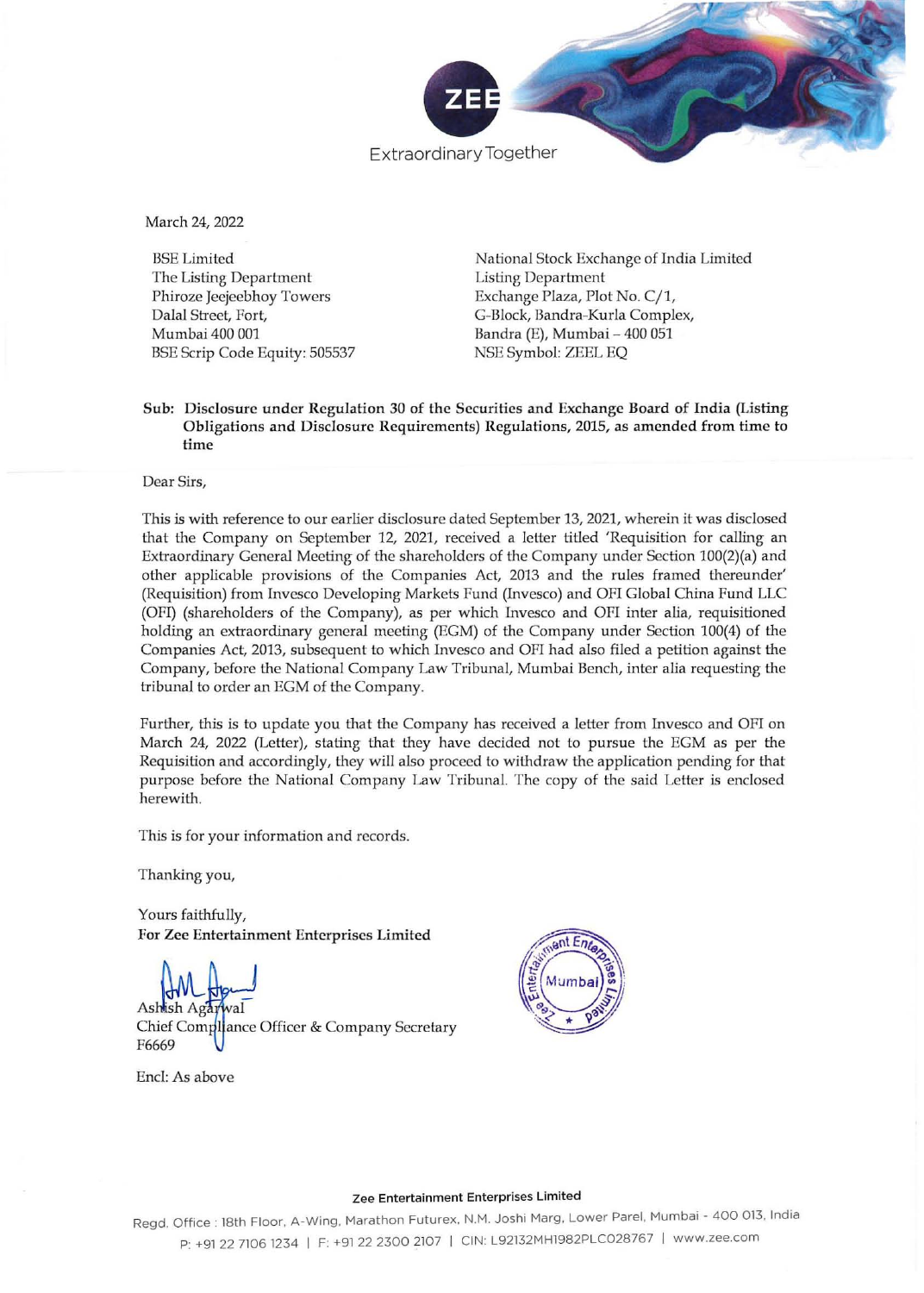ZEE

Extraordinary Together

March 24, 2022

BSE Limited
The Listing Department
Phiroze Jeejeebhoy Towers
Dalal Street, Fort,
Mumbai 400 001
BSE Scrip Code Equity: 505537

National Stock Exchange of India Limited
Listing Department
Exchange Plaza, Plot No. C/1,
G-Block, Bandra-Kurla Complex,
Bandra (E), Mumbai – 400 051
NSE Symbol: ZEEL EQ

**Sub: Disclosure under Regulation 30 of the Securities and Exchange Board of India (Listing Obligations and Disclosure Requirements) Regulations, 2015, as amended from time to time**

Dear Sirs,

This is with reference to our earlier disclosure dated September 13, 2021, wherein it was disclosed that the Company on September 12, 2021, received a letter titled 'Requisition for calling an Extraordinary General Meeting of the shareholders of the Company under Section 100(2)(a) and other applicable provisions of the Companies Act, 2013 and the rules framed thereunder' (Requisition) from Invesco Developing Markets Fund (Invesco) and OFI Global China Fund LLC (OFI) (shareholders of the Company), as per which Invesco and OFI inter alia, requisitioned holding an extraordinary general meeting (EGM) of the Company under Section 100(4) of the Companies Act, 2013, subsequent to which Invesco and OFI had also filed a petition against the Company, before the National Company Law Tribunal, Mumbai Bench, inter alia requesting the tribunal to order an EGM of the Company.

Further, this is to update you that the Company has received a letter from Invesco and OFI on March 24, 2022 (Letter), stating that they have decided not to pursue the EGM as per the Requisition and accordingly, they will also proceed to withdraw the application pending for that purpose before the National Company Law Tribunal. The copy of the said Letter is enclosed herewith.

This is for your information and records.

Thanking you,

Yours faithfully,
**For Zee Entertainment Enterprises Limited**

Ashish Agarwal
Chief Compliance Officer & Company Secretary
F6669

Encl: As above

**Zee Entertainment Enterprises Limited**

Regd. Office : 18th Floor, A-Wing, Marathon Futurex, N.M. Joshi Marg, Lower Parel, Mumbai - 400 013, India
P: +91 22 7106 1234 | F: +91 22 2300 2107 | CIN: L92132MH1982PLC028767 | www.zee.com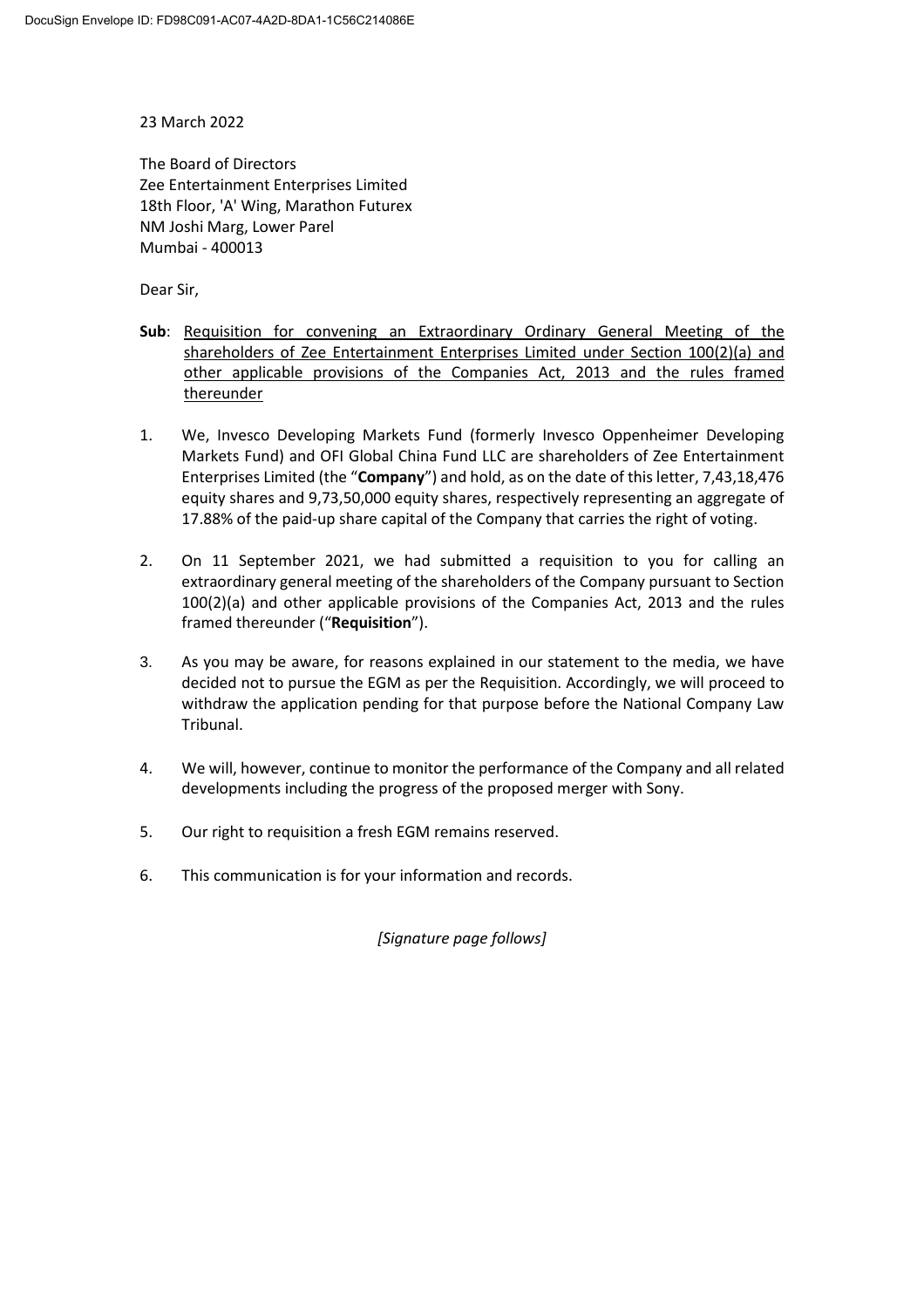23 March 2022

The Board of Directors
Zee Entertainment Enterprises Limited
18th Floor, 'A' Wing, Marathon Futurex
NM Joshi Marg, Lower Parel
Mumbai - 400013

Dear Sir,

**Sub**: Requisition for convening an Extraordinary Ordinary General Meeting of the shareholders of Zee Entertainment Enterprises Limited under Section 100(2)(a) and other applicable provisions of the Companies Act, 2013 and the rules framed thereunder

1. We, Invesco Developing Markets Fund (formerly Invesco Oppenheimer Developing Markets Fund) and OFI Global China Fund LLC are shareholders of Zee Entertainment Enterprises Limited (the "**Company**") and hold, as on the date of this letter, 7,43,18,476 equity shares and 9,73,50,000 equity shares, respectively representing an aggregate of 17.88% of the paid-up share capital of the Company that carries the right of voting.

2. On 11 September 2021, we had submitted a requisition to you for calling an extraordinary general meeting of the shareholders of the Company pursuant to Section 100(2)(a) and other applicable provisions of the Companies Act, 2013 and the rules framed thereunder ("**Requisition**").

3. As you may be aware, for reasons explained in our statement to the media, we have decided not to pursue the EGM as per the Requisition. Accordingly, we will proceed to withdraw the application pending for that purpose before the National Company Law Tribunal.

4. We will, however, continue to monitor the performance of the Company and all related developments including the progress of the proposed merger with Sony.

5. Our right to requisition a fresh EGM remains reserved.

6. This communication is for your information and records.

*[Signature page follows]*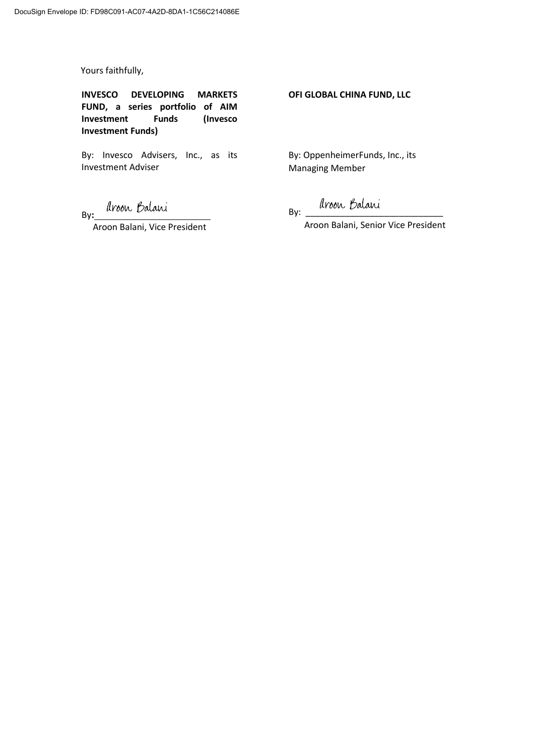Yours faithfully,

**INVESCO DEVELOPING MARKETS FUND, a series portfolio of AIM Investment Funds (Invesco Investment Funds)**

By: Invesco Advisers, Inc., as its Investment Adviser

By: Aroon Balani

Aroon Balani, Vice President

**OFI GLOBAL CHINA FUND, LLC**

By: OppenheimerFunds, Inc., its Managing Member

By: Aroon Balani

Aroon Balani, Senior Vice President